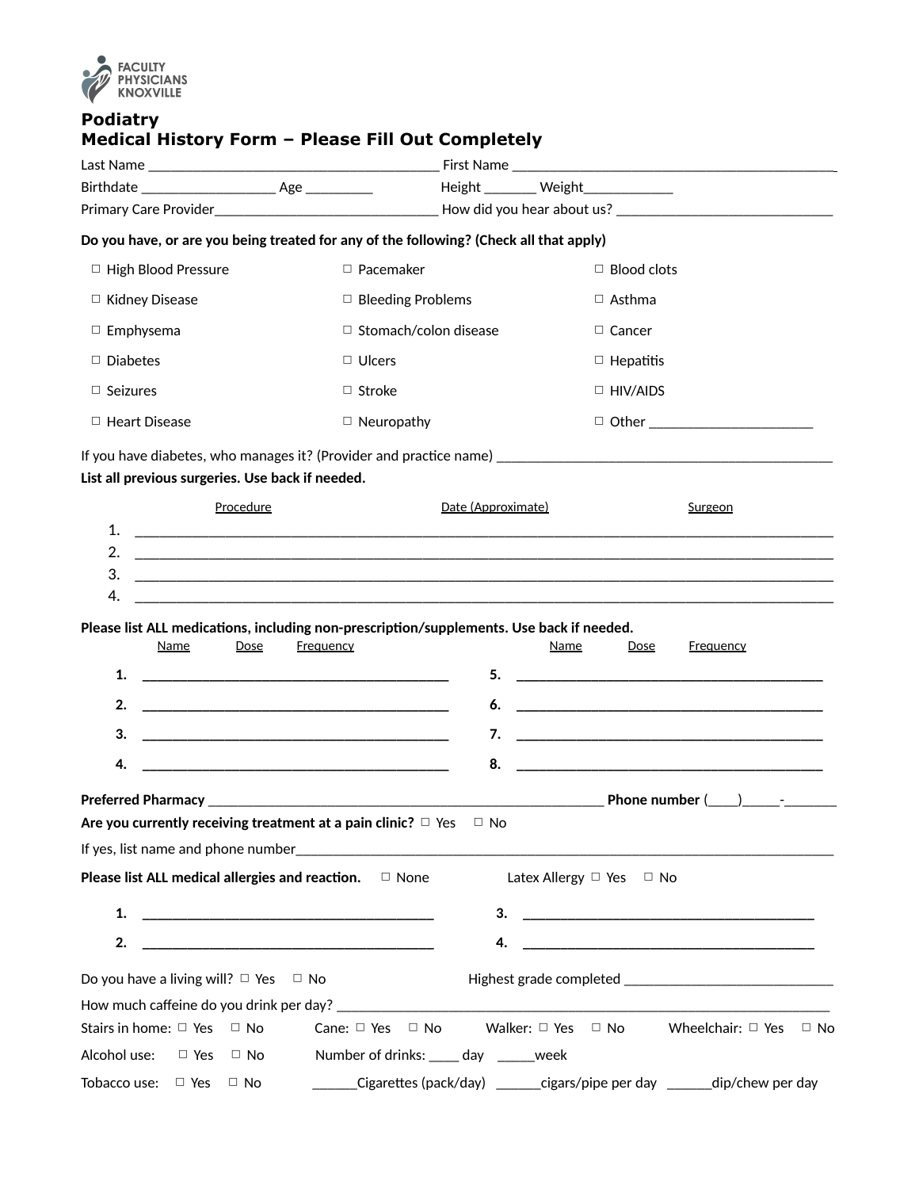FACULTY PHYSICIANS KNOXVILLE

# Podiatry
# Medical History Form – Please Fill Out Completely

Last Name ______________________________________ First Name ____________________________________________

Birthdate __________________ Age _________ Height _______ Weight____________

Primary Care Provider______________________________ How did you hear about us? ______________________________

**Do you have, or are you being treated for any of the following? (Check all that apply)**

| | | |
|---|---|---|
| ☐ High Blood Pressure | ☐ Pacemaker | ☐ Blood clots |
| ☐ Kidney Disease | ☐ Bleeding Problems | ☐ Asthma |
| ☐ Emphysema | ☐ Stomach/colon disease | ☐ Cancer |
| ☐ Diabetes | ☐ Ulcers | ☐ Hepatitis |
| ☐ Seizures | ☐ Stroke | ☐ HIV/AIDS |
| ☐ Heart Disease | ☐ Neuropathy | ☐ Other ______________________ |

If you have diabetes, who manages it? (Provider and practice name) ______________________________________________

**List all previous surgeries. Use back if needed.**

| | Procedure | Date (Approximate) | Surgeon |
|---|---|---|---|
| 1. | | | |
| 2. | | | |
| 3. | | | |
| 4. | | | |

**Please list ALL medications, including non-prescription/supplements. Use back if needed.**

| | Name | Dose | Frequency | | Name | Dose | Frequency |
|---|---|---|---|---|---|---|---|
| **1.** | | | | **5.** | | | |
| **2.** | | | | **6.** | | | |
| **3.** | | | | **7.** | | | |
| **4.** | | | | **8.** | | | |

**Preferred Pharmacy** ____________________________________________________ **Phone number** (____)_____-_______

**Are you currently receiving treatment at a pain clinic?** ☐ Yes ☐ No

If yes, list name and phone number______________________________________________________________________________

**Please list ALL medical allergies and reaction.** ☐ None Latex Allergy ☐ Yes ☐ No

| | | | |
|---|---|---|---|
| **1.** | ________________________________________ | **3.** | ________________________________________ |
| **2.** | ________________________________________ | **4.** | ________________________________________ |

Do you have a living will? ☐ Yes ☐ No Highest grade completed ____________________________

How much caffeine do you drink per day? ________________________________________________________________________

Stairs in home: ☐ Yes ☐ No Cane: ☐ Yes ☐ No Walker: ☐ Yes ☐ No Wheelchair: ☐ Yes ☐ No

Alcohol use: ☐ Yes ☐ No Number of drinks: ____ day _____week

Tobacco use: ☐ Yes ☐ No ______Cigarettes (pack/day) ______cigars/pipe per day ______dip/chew per day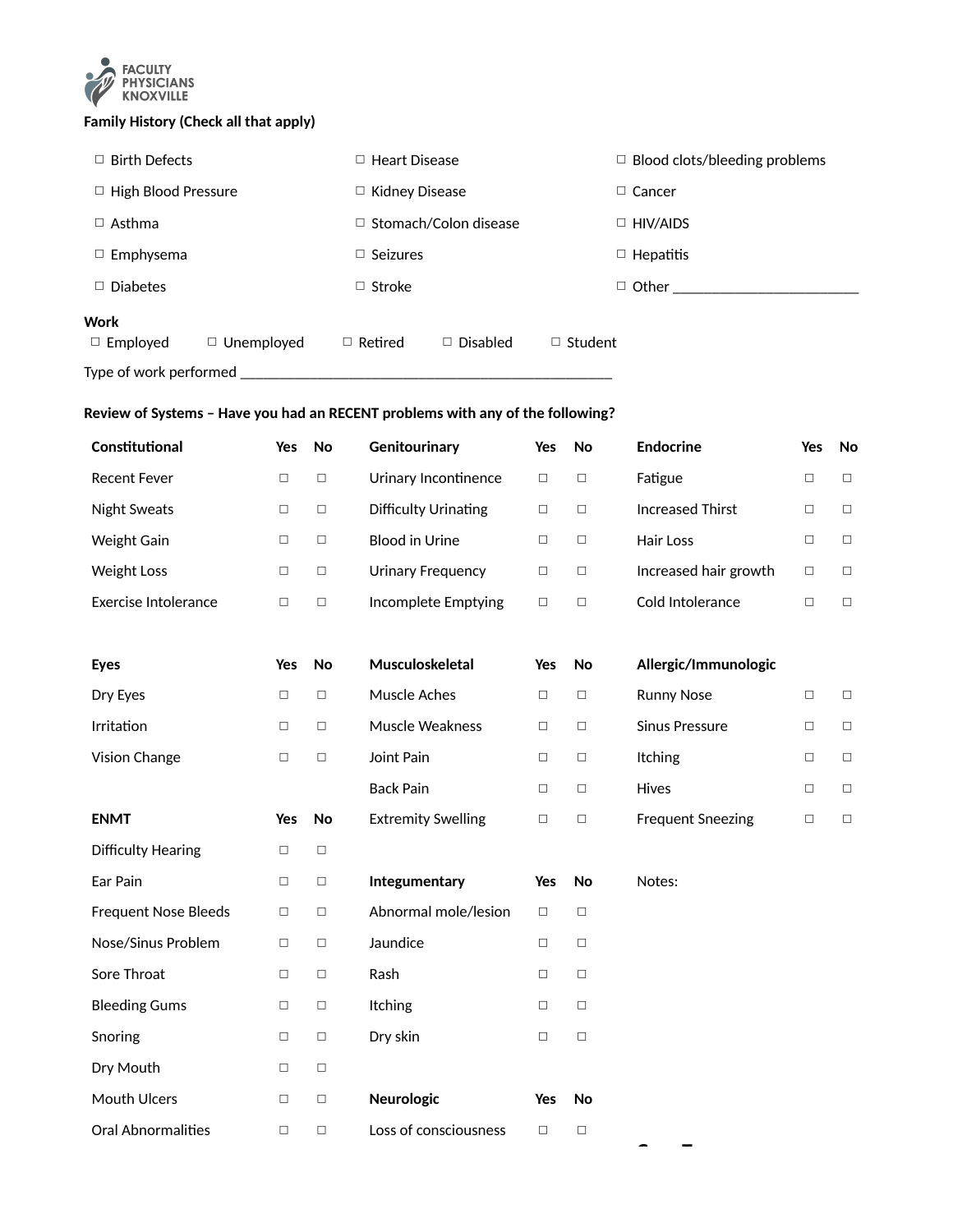**Family History (Check all that apply)**

| | | |
|---|---|---|
| ☐ Birth Defects | ☐ Heart Disease | ☐ Blood clots/bleeding problems |
| ☐ High Blood Pressure | ☐ Kidney Disease | ☐ Cancer |
| ☐ Asthma | ☐ Stomach/Colon disease | ☐ HIV/AIDS |
| ☐ Emphysema | ☐ Seizures | ☐ Hepatitis |
| ☐ Diabetes | ☐ Stroke | ☐ Other ________________________ |

**Work**

☐ Employed ☐ Unemployed ☐ Retired ☐ Disabled ☐ Student

Type of work performed __________________________________________________

**Review of Systems – Have you had an RECENT problems with any of the following?**

| **Constitutional** | **Yes** | **No** | **Genitourinary** | **Yes** | **No** | **Endocrine** | **Yes** | **No** |
|---|---|---|---|---|---|---|---|---|
| Recent Fever | ☐ | ☐ | Urinary Incontinence | ☐ | ☐ | Fatigue | ☐ | ☐ |
| Night Sweats | ☐ | ☐ | Difficulty Urinating | ☐ | ☐ | Increased Thirst | ☐ | ☐ |
| Weight Gain | ☐ | ☐ | Blood in Urine | ☐ | ☐ | Hair Loss | ☐ | ☐ |
| Weight Loss | ☐ | ☐ | Urinary Frequency | ☐ | ☐ | Increased hair growth | ☐ | ☐ |
| Exercise Intolerance | ☐ | ☐ | Incomplete Emptying | ☐ | ☐ | Cold Intolerance | ☐ | ☐ |
| | | | | | | | | |
| **Eyes** | **Yes** | **No** | **Musculoskeletal** | **Yes** | **No** | **Allergic/Immunologic** | | |
| Dry Eyes | ☐ | ☐ | Muscle Aches | ☐ | ☐ | Runny Nose | ☐ | ☐ |
| Irritation | ☐ | ☐ | Muscle Weakness | ☐ | ☐ | Sinus Pressure | ☐ | ☐ |
| Vision Change | ☐ | ☐ | Joint Pain | ☐ | ☐ | Itching | ☐ | ☐ |
| | | | Back Pain | ☐ | ☐ | Hives | ☐ | ☐ |
| **ENMT** | **Yes** | **No** | Extremity Swelling | ☐ | ☐ | Frequent Sneezing | ☐ | ☐ |
| Difficulty Hearing | ☐ | ☐ | | | | | | |
| Ear Pain | ☐ | ☐ | **Integumentary** | **Yes** | **No** | Notes: | | |
| Frequent Nose Bleeds | ☐ | ☐ | Abnormal mole/lesion | ☐ | ☐ | | | |
| Nose/Sinus Problem | ☐ | ☐ | Jaundice | ☐ | ☐ | | | |
| Sore Throat | ☐ | ☐ | Rash | ☐ | ☐ | | | |
| Bleeding Gums | ☐ | ☐ | Itching | ☐ | ☐ | | | |
| Snoring | ☐ | ☐ | Dry skin | ☐ | ☐ | | | |
| Dry Mouth | ☐ | ☐ | | | | | | |
| Mouth Ulcers | ☐ | ☐ | **Neurologic** | **Yes** | **No** | | | |
| Oral Abnormalities | ☐ | ☐ | Loss of consciousness | ☐ | ☐ | | | |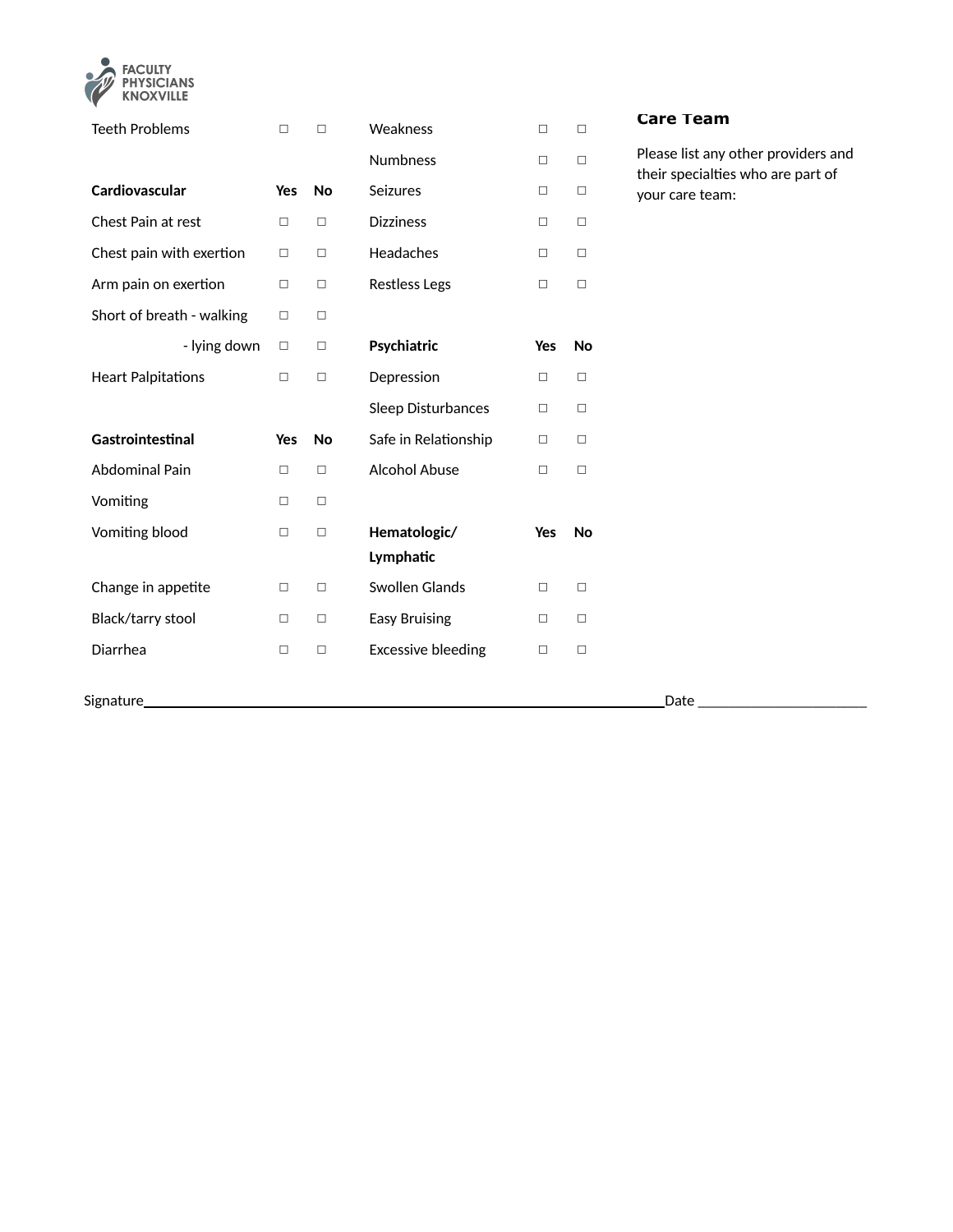FACULTY PHYSICIANS KNOXVILLE

| | | | | | |
|---|---|---|---|---|---|
| Teeth Problems | ☐ | ☐ | Weakness | ☐ | ☐ |
| | | | Numbness | ☐ | ☐ |
| **Cardiovascular** | **Yes** | **No** | Seizures | ☐ | ☐ |
| Chest Pain at rest | ☐ | ☐ | Dizziness | ☐ | ☐ |
| Chest pain with exertion | ☐ | ☐ | Headaches | ☐ | ☐ |
| Arm pain on exertion | ☐ | ☐ | Restless Legs | ☐ | ☐ |
| Short of breath - walking | ☐ | ☐ | | | |
| - lying down | ☐ | ☐ | **Psychiatric** | **Yes** | **No** |
| Heart Palpitations | ☐ | ☐ | Depression | ☐ | ☐ |
| | | | Sleep Disturbances | ☐ | ☐ |
| **Gastrointestinal** | **Yes** | **No** | Safe in Relationship | ☐ | ☐ |
| Abdominal Pain | ☐ | ☐ | Alcohol Abuse | ☐ | ☐ |
| Vomiting | ☐ | ☐ | | | |
| Vomiting blood | ☐ | ☐ | **Hematologic/ Lymphatic** | **Yes** | **No** |
| Change in appetite | ☐ | ☐ | Swollen Glands | ☐ | ☐ |
| Black/tarry stool | ☐ | ☐ | Easy Bruising | ☐ | ☐ |
| Diarrhea | ☐ | ☐ | Excessive bleeding | ☐ | ☐ |

### Care Team

Please list any other providers and their specialties who are part of your care team:

Signature\_\_\_\_\_\_\_\_\_\_\_\_\_\_\_\_\_\_\_\_\_\_\_\_\_\_\_\_\_\_\_\_\_\_\_\_\_\_\_\_\_\_\_\_\_\_\_\_\_\_\_\_\_\_\_\_ Date \_\_\_\_\_\_\_\_\_\_\_\_\_\_\_\_\_\_\_\_\_\_\_